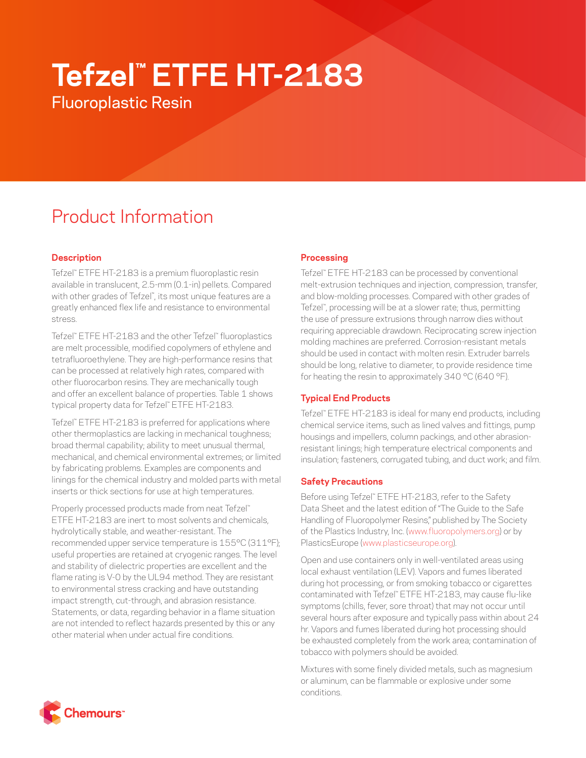# Tefzel™ ETFE HT-2183

Fluoroplastic Resin

## Product Information

### Description

Tefzel™ ETFE HT-2183 is a premium fluoroplastic resin available in translucent, 2.5-mm (0.1-in) pellets. Compared with other grades of Tefzel™, its most unique features are a greatly enhanced flex life and resistance to environmental stress.

Tefzel™ ETFE HT-2183 and the other Tefzel™ fluoroplastics are melt processible, modified copolymers of ethylene and tetrafluoroethylene. They are high-performance resins that can be processed at relatively high rates, compared with other fluorocarbon resins. They are mechanically tough and offer an excellent balance of properties. Table 1 shows typical property data for Tefzel™ ETFE HT-2183.

Tefzel™ ETFE HT-2183 is preferred for applications where other thermoplastics are lacking in mechanical toughness; broad thermal capability; ability to meet unusual thermal, mechanical, and chemical environmental extremes; or limited by fabricating problems. Examples are components and linings for the chemical industry and molded parts with metal inserts or thick sections for use at high temperatures.

Properly processed products made from neat Tefzel™ ETFE HT-2183 are inert to most solvents and chemicals, hydrolytically stable, and weather-resistant. The recommended upper service temperature is 155°C (311°F); useful properties are retained at cryogenic ranges. The level and stability of dielectric properties are excellent and the flame rating is V-0 by the UL94 method. They are resistant to environmental stress cracking and have outstanding impact strength, cut-through, and abrasion resistance. Statements, or data, regarding behavior in a flame situation are not intended to reflect hazards presented by this or any other material when under actual fire conditions.

### Processing

Tefzel™ ETFE HT-2183 can be processed by conventional melt-extrusion techniques and injection, compression, transfer, and blow-molding processes. Compared with other grades of Tefzel™, processing will be at a slower rate; thus, permitting the use of pressure extrusions through narrow dies without requiring appreciable drawdown. Reciprocating screw injection molding machines are preferred. Corrosion-resistant metals should be used in contact with molten resin. Extruder barrels should be long, relative to diameter, to provide residence time for heating the resin to approximately 340 °C (640 °F).

### Typical End Products

Tefzel™ ETFE HT-2183 is ideal for many end products, including chemical service items, such as lined valves and fittings, pump housings and impellers, column packings, and other abrasion-resistant linings; high temperature electrical components and insulation; fasteners, corrugated tubing, and duct work; and film.

### Safety Precautions

Before using Tefzel™ ETFE HT-2183, refer to the Safety Data Sheet and the latest edition of "The Guide to the Safe Handling of Fluoropolymer Resins," published by The Society of the Plastics Industry, Inc. (www.fluoropolymers.org) or by PlasticsEurope (www.plasticseurope.org).

Open and use containers only in well-ventilated areas using local exhaust ventilation (LEV). Vapors and fumes liberated during hot processing, or from smoking tobacco or cigarettes contaminated with Tefzel™ ETFE HT-2183, may cause flu-like symptoms (chills, fever, sore throat) that may not occur until several hours after exposure and typically pass within about 24 hr. Vapors and fumes liberated during hot processing should be exhausted completely from the work area; contamination of tobacco with polymers should be avoided.

Mixtures with some finely divided metals, such as magnesium or aluminum, can be flammable or explosive under some conditions.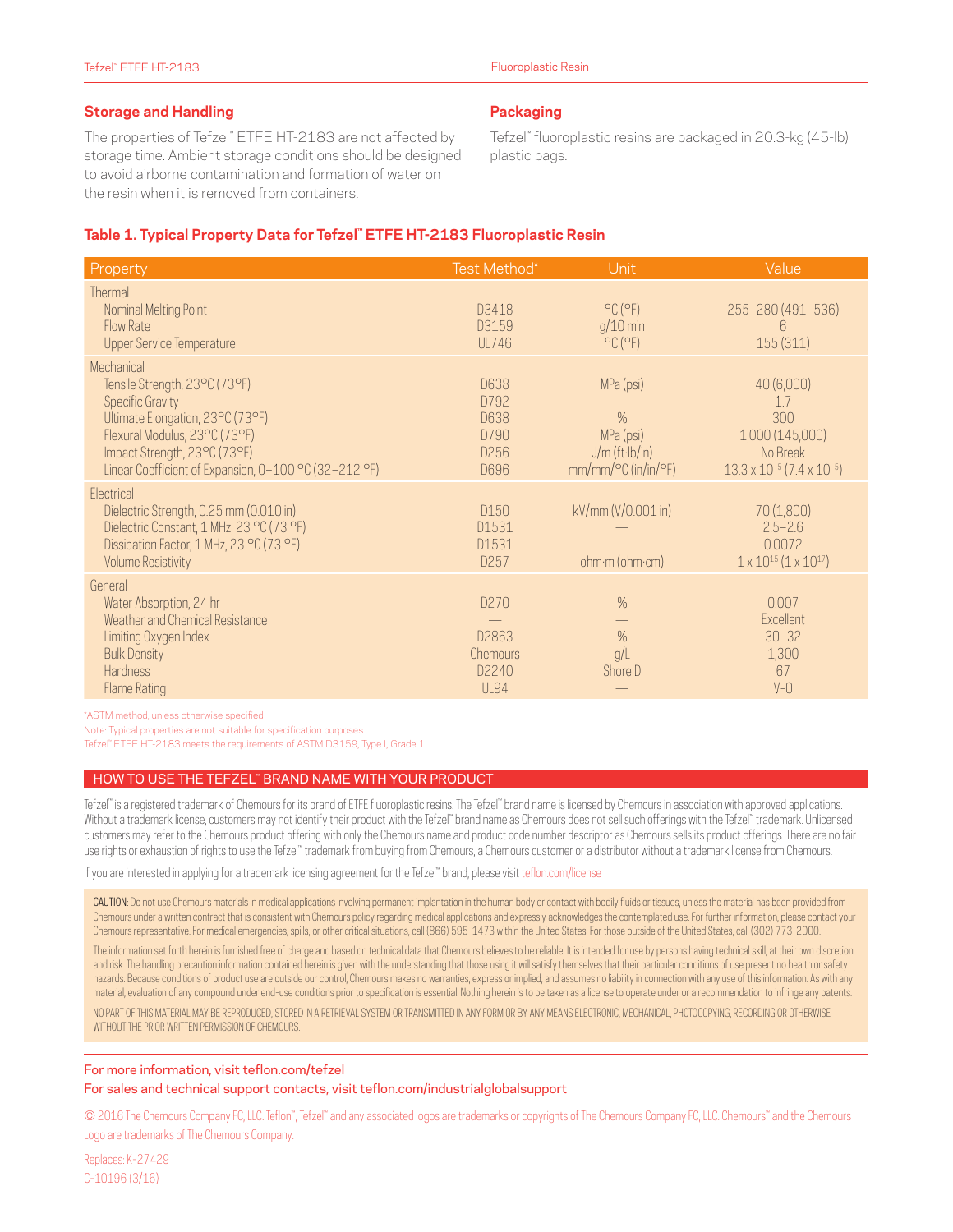## Storage and Handling

The properties of Tefzel™ ETFE HT-2183 are not affected by storage time. Ambient storage conditions should be designed to avoid airborne contamination and formation of water on the resin when it is removed from containers.

## Packaging

Tefzel™ fluoroplastic resins are packaged in 20.3-kg (45-lb) plastic bags.

## Table 1. Typical Property Data for Tefzel™ ETFE HT-2183 Fluoroplastic Resin

| Property | Test Method* | Unit | Value |
|---|---|---|---|
| **Thermal** | | | |
| Nominal Melting Point | D3418 | °C (°F) | 255–280 (491–536) |
| Flow Rate | D3159 | g/10 min | 6 |
| Upper Service Temperature | UL746 | °C (°F) | 155 (311) |
| **Mechanical** | | | |
| Tensile Strength, 23°C (73°F) | D638 | MPa (psi) | 40 (6,000) |
| Specific Gravity | D792 | — | 1.7 |
| Ultimate Elongation, 23°C (73°F) | D638 | % | 300 |
| Flexural Modulus, 23°C (73°F) | D790 | MPa (psi) | 1,000 (145,000) |
| Impact Strength, 23°C (73°F) | D256 | J/m (ft·lb/in) | No Break |
| Linear Coefficient of Expansion, 0–100 °C (32–212 °F) | D696 | mm/mm/°C (in/in/°F) | $13.3 \times 10^{-5}$ ($7.4 \times 10^{-5}$) |
| **Electrical** | | | |
| Dielectric Strength, 0.25 mm (0.010 in) | D150 | kV/mm (V/0.001 in) | 70 (1,800) |
| Dielectric Constant, 1 MHz, 23 °C (73 °F) | D1531 | — | 2.5–2.6 |
| Dissipation Factor, 1 MHz, 23 °C (73 °F) | D1531 | — | 0.0072 |
| Volume Resistivity | D257 | ohm·m (ohm·cm) | $1 \times 10^{15}$ ($1 \times 10^{17}$) |
| **General** | | | |
| Water Absorption, 24 hr | D270 | % | 0.007 |
| Weather and Chemical Resistance | — | — | Excellent |
| Limiting Oxygen Index | D2863 | % | 30–32 |
| Bulk Density | Chemours | g/L | 1,300 |
| Hardness | D2240 | Shore D | 67 |
| Flame Rating | UL94 | — | V-0 |

*ASTM method, unless otherwise specified

Note: Typical properties are not suitable for specification purposes.

Tefzel™ ETFE HT-2183 meets the requirements of ASTM D3159, Type I, Grade 1.

## HOW TO USE THE TEFZEL™ BRAND NAME WITH YOUR PRODUCT

Tefzel™ is a registered trademark of Chemours for its brand of ETFE fluoroplastic resins. The Tefzel™ brand name is licensed by Chemours in association with approved applications. Without a trademark license, customers may not identify their product with the Tefzel™ brand name as Chemours does not sell such offerings with the Tefzel™ trademark. Unlicensed customers may refer to the Chemours product offering with only the Chemours name and product code number descriptor as Chemours sells its product offerings. There are no fair use rights or exhaustion of rights to use the Tefzel™ trademark from buying from Chemours, a Chemours customer or a distributor without a trademark license from Chemours.

If you are interested in applying for a trademark licensing agreement for the Tefzel™ brand, please visit teflon.com/license

CAUTION: Do not use Chemours materials in medical applications involving permanent implantation in the human body or contact with bodily fluids or tissues, unless the material has been provided from Chemours under a written contract that is consistent with Chemours policy regarding medical applications and expressly acknowledges the contemplated use. For further information, please contact your Chemours representative. For medical emergencies, spills, or other critical situations, call (866) 595-1473 within the United States. For those outside of the United States, call (302) 773-2000.

The information set forth herein is furnished free of charge and based on technical data that Chemours believes to be reliable. It is intended for use by persons having technical skill, at their own discretion and risk. The handling precaution information contained herein is given with the understanding that those using it will satisfy themselves that their particular conditions of use present no health or safety hazards. Because conditions of product use are outside our control, Chemours makes no warranties, express or implied, and assumes no liability in connection with any use of this information. As with any material, evaluation of any compound under end-use conditions prior to specification is essential. Nothing herein is to be taken as a license to operate under or a recommendation to infringe any patents.

NO PART OF THIS MATERIAL MAY BE REPRODUCED, STORED IN A RETRIEVAL SYSTEM OR TRANSMITTED IN ANY FORM OR BY ANY MEANS ELECTRONIC, MECHANICAL, PHOTOCOPYING, RECORDING OR OTHERWISE WITHOUT THE PRIOR WRITTEN PERMISSION OF CHEMOURS.

For more information, visit teflon.com/tefzel

For sales and technical support contacts, visit teflon.com/industrialglobalsupport

© 2016 The Chemours Company FC, LLC. Teflon™, Tefzel™ and any associated logos are trademarks or copyrights of The Chemours Company FC, LLC. Chemours™ and the Chemours Logo are trademarks of The Chemours Company.

Replaces: K-27429

C-10196 (3/16)